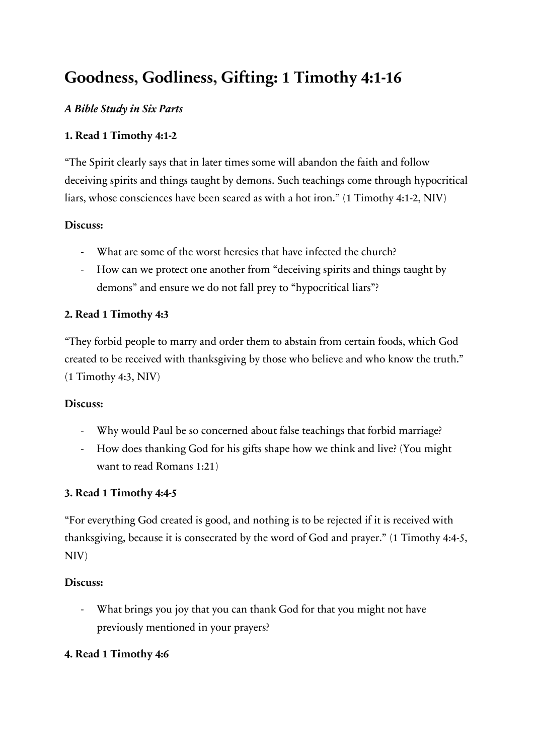# Goodness, Godliness, Gifting: 1 Timothy 4:1-16

***A Bible Study in Six Parts***

**1. Read 1 Timothy 4:1-2**

"The Spirit clearly says that in later times some will abandon the faith and follow deceiving spirits and things taught by demons. Such teachings come through hypocritical liars, whose consciences have been seared as with a hot iron." (1 Timothy 4:1-2, NIV)

**Discuss:**

- What are some of the worst heresies that have infected the church?
- How can we protect one another from "deceiving spirits and things taught by demons" and ensure we do not fall prey to "hypocritical liars"?

**2. Read 1 Timothy 4:3**

"They forbid people to marry and order them to abstain from certain foods, which God created to be received with thanksgiving by those who believe and who know the truth." (1 Timothy 4:3, NIV)

**Discuss:**

- Why would Paul be so concerned about false teachings that forbid marriage?
- How does thanking God for his gifts shape how we think and live? (You might want to read Romans 1:21)

**3. Read 1 Timothy 4:4-5**

"For everything God created is good, and nothing is to be rejected if it is received with thanksgiving, because it is consecrated by the word of God and prayer." (1 Timothy 4:4-5, NIV)

**Discuss:**

- What brings you joy that you can thank God for that you might not have previously mentioned in your prayers?

**4. Read 1 Timothy 4:6**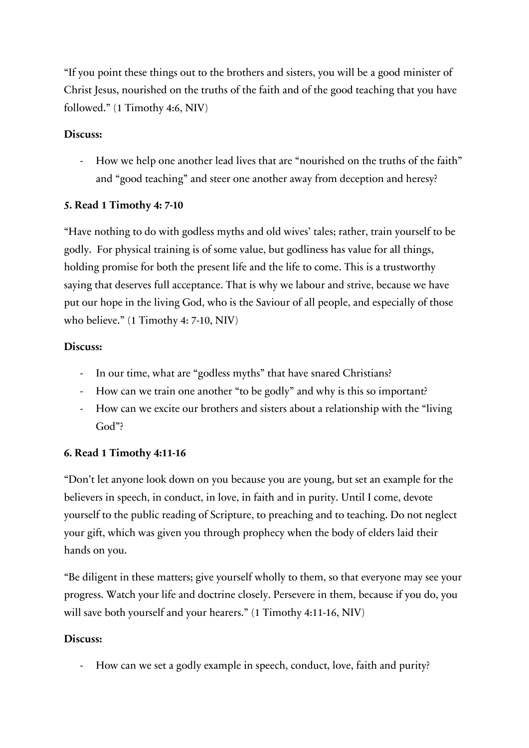"If you point these things out to the brothers and sisters, you will be a good minister of Christ Jesus, nourished on the truths of the faith and of the good teaching that you have followed." (1 Timothy 4:6, NIV)

**Discuss:**

- How we help one another lead lives that are "nourished on the truths of the faith" and "good teaching" and steer one another away from deception and heresy?

**5. Read 1 Timothy 4: 7-10**

"Have nothing to do with godless myths and old wives' tales; rather, train yourself to be godly. For physical training is of some value, but godliness has value for all things, holding promise for both the present life and the life to come. This is a trustworthy saying that deserves full acceptance. That is why we labour and strive, because we have put our hope in the living God, who is the Saviour of all people, and especially of those who believe." (1 Timothy 4: 7-10, NIV)

**Discuss:**

- In our time, what are "godless myths" that have snared Christians?
- How can we train one another "to be godly" and why is this so important?
- How can we excite our brothers and sisters about a relationship with the "living God"?

**6. Read 1 Timothy 4:11-16**

"Don't let anyone look down on you because you are young, but set an example for the believers in speech, in conduct, in love, in faith and in purity. Until I come, devote yourself to the public reading of Scripture, to preaching and to teaching. Do not neglect your gift, which was given you through prophecy when the body of elders laid their hands on you.

"Be diligent in these matters; give yourself wholly to them, so that everyone may see your progress. Watch your life and doctrine closely. Persevere in them, because if you do, you will save both yourself and your hearers." (1 Timothy 4:11-16, NIV)

**Discuss:**

- How can we set a godly example in speech, conduct, love, faith and purity?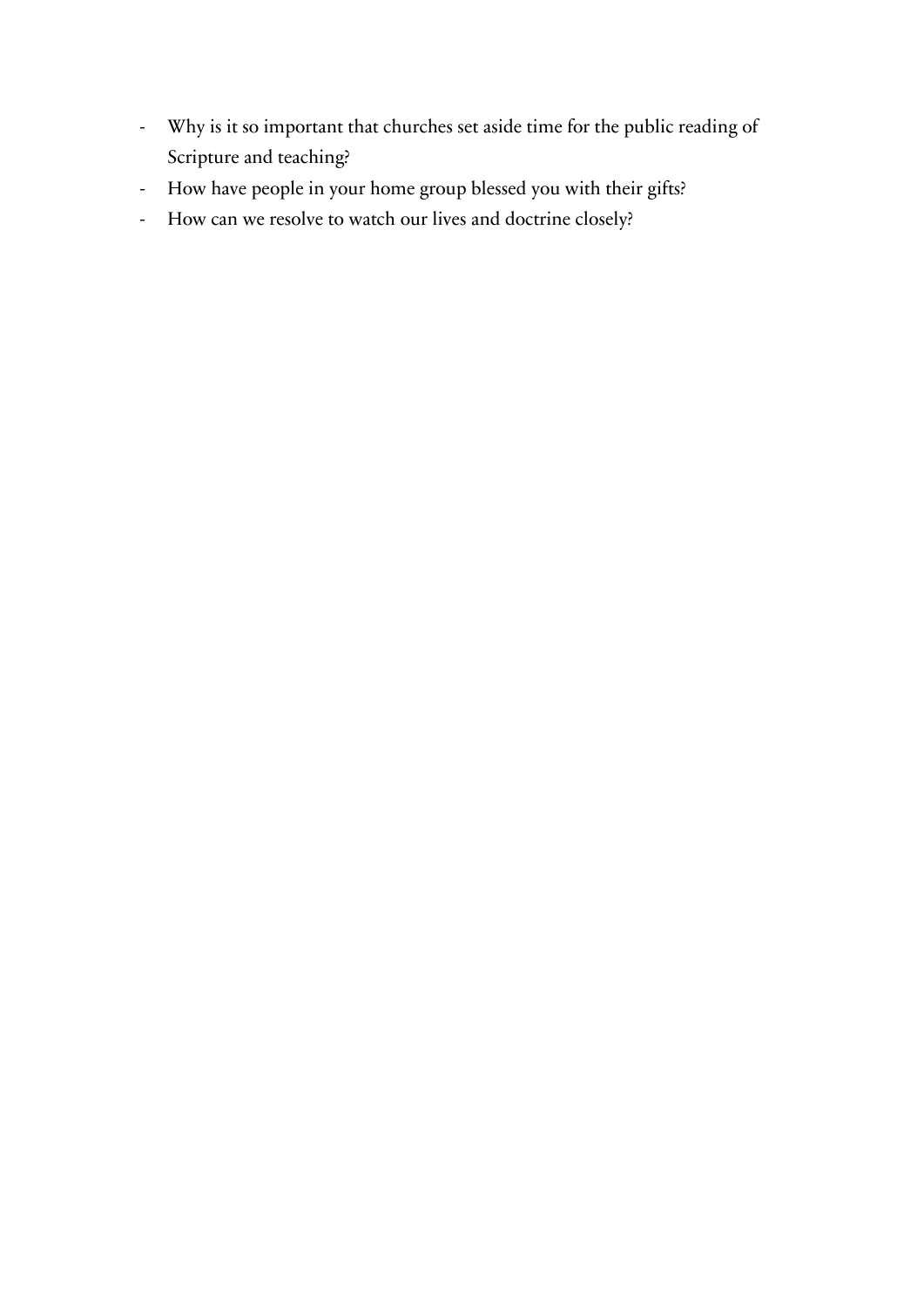- Why is it so important that churches set aside time for the public reading of Scripture and teaching?
- How have people in your home group blessed you with their gifts?
- How can we resolve to watch our lives and doctrine closely?